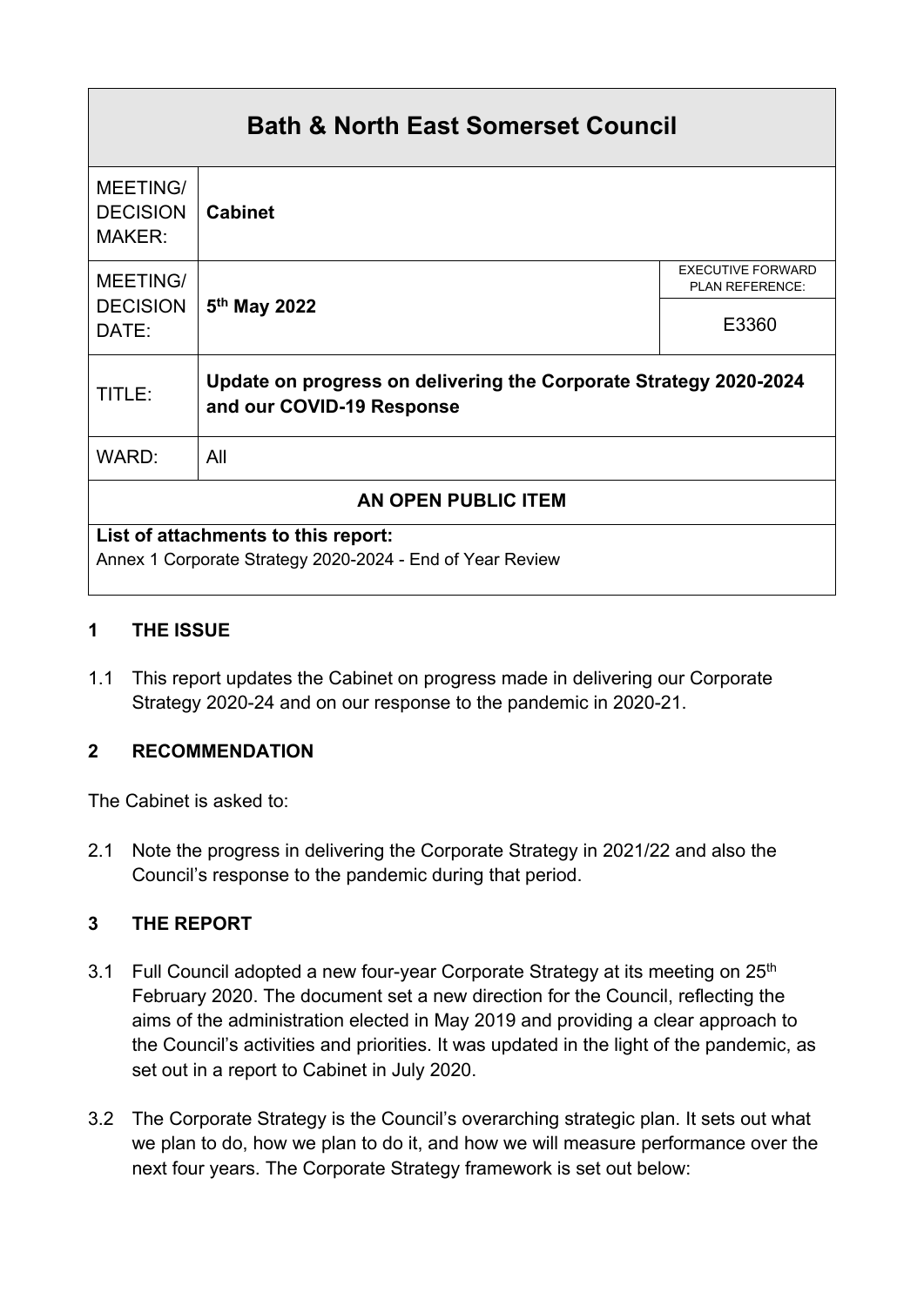| Bath & North East Somerset Council | | |
|---|---|---|
| MEETING/ DECISION MAKER: | **Cabinet** | |
| MEETING/ DECISION DATE: | **5th May 2022** | EXECUTIVE FORWARD PLAN REFERENCE: E3360 |
| TITLE: | **Update on progress on delivering the Corporate Strategy 2020-2024 and our COVID-19 Response** | |
| WARD: | All | |
| **AN OPEN PUBLIC ITEM** | | |
| **List of attachments to this report:** Annex 1 Corporate Strategy 2020-2024 - End of Year Review | | |

## 1 THE ISSUE

1.1 This report updates the Cabinet on progress made in delivering our Corporate Strategy 2020-24 and on our response to the pandemic in 2020-21.

## 2 RECOMMENDATION

The Cabinet is asked to:

2.1 Note the progress in delivering the Corporate Strategy in 2021/22 and also the Council's response to the pandemic during that period.

## 3 THE REPORT

3.1 Full Council adopted a new four-year Corporate Strategy at its meeting on 25th February 2020. The document set a new direction for the Council, reflecting the aims of the administration elected in May 2019 and providing a clear approach to the Council's activities and priorities. It was updated in the light of the pandemic, as set out in a report to Cabinet in July 2020.

3.2 The Corporate Strategy is the Council's overarching strategic plan. It sets out what we plan to do, how we plan to do it, and how we will measure performance over the next four years. The Corporate Strategy framework is set out below: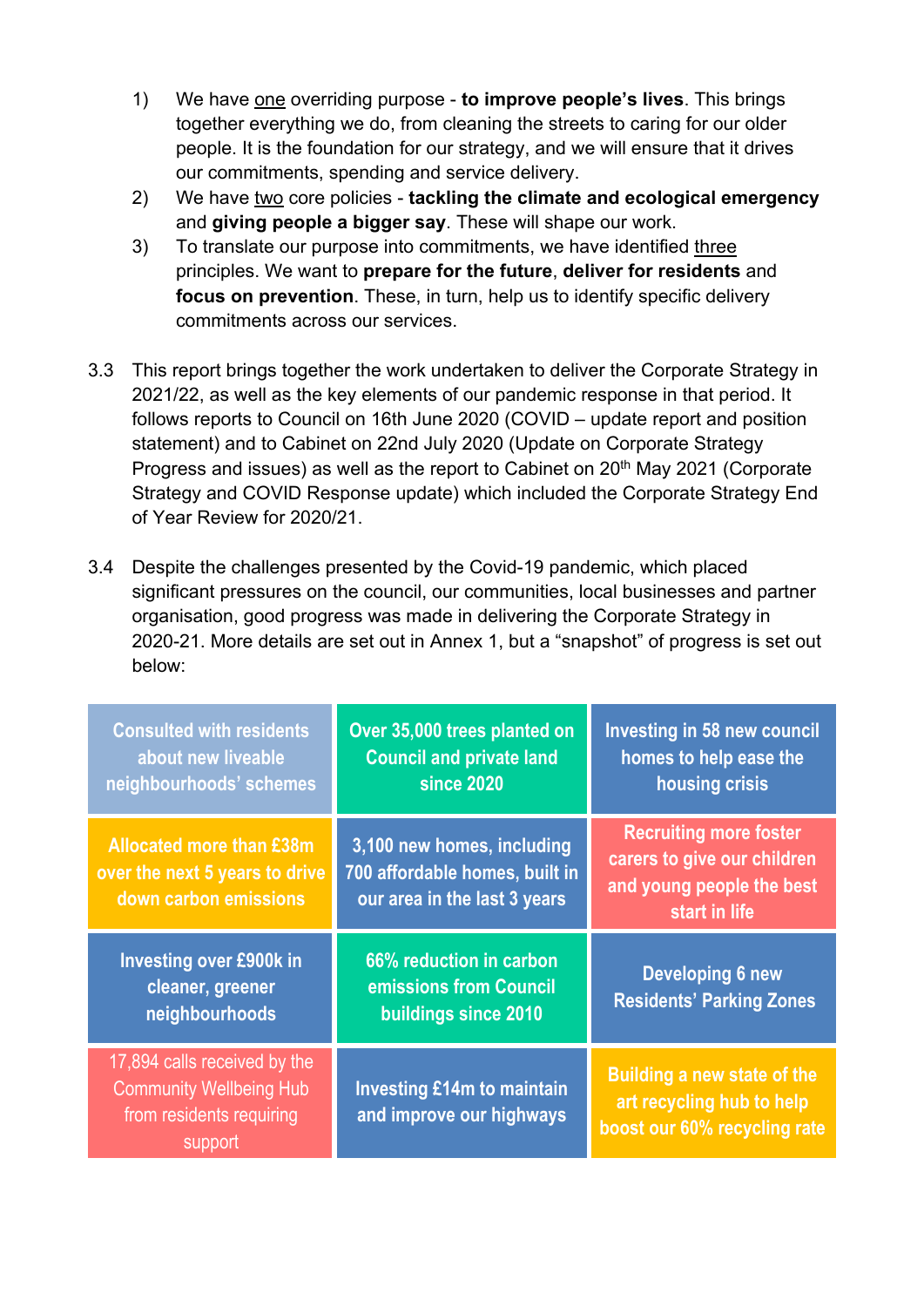1) We have one overriding purpose - **to improve people's lives**. This brings together everything we do, from cleaning the streets to caring for our older people. It is the foundation for our strategy, and we will ensure that it drives our commitments, spending and service delivery.
2) We have two core policies - **tackling the climate and ecological emergency** and **giving people a bigger say**. These will shape our work.
3) To translate our purpose into commitments, we have identified three principles. We want to **prepare for the future**, **deliver for residents** and **focus on prevention**. These, in turn, help us to identify specific delivery commitments across our services.

3.3 This report brings together the work undertaken to deliver the Corporate Strategy in 2021/22, as well as the key elements of our pandemic response in that period. It follows reports to Council on 16th June 2020 (COVID – update report and position statement) and to Cabinet on 22nd July 2020 (Update on Corporate Strategy Progress and issues) as well as the report to Cabinet on 20th May 2021 (Corporate Strategy and COVID Response update) which included the Corporate Strategy End of Year Review for 2020/21.

3.4 Despite the challenges presented by the Covid-19 pandemic, which placed significant pressures on the council, our communities, local businesses and partner organisation, good progress was made in delivering the Corporate Strategy in 2020-21. More details are set out in Annex 1, but a "snapshot" of progress is set out below:

| | | |
|---|---|---|
| Consulted with residents about new liveable neighbourhoods' schemes | Over 35,000 trees planted on Council and private land since 2020 | Investing in 58 new council homes to help ease the housing crisis |
| Allocated more than £38m over the next 5 years to drive down carbon emissions | 3,100 new homes, including 700 affordable homes, built in our area in the last 3 years | Recruiting more foster carers to give our children and young people the best start in life |
| Investing over £900k in cleaner, greener neighbourhoods | 66% reduction in carbon emissions from Council buildings since 2010 | Developing 6 new Residents' Parking Zones |
| 17,894 calls received by the Community Wellbeing Hub from residents requiring support | Investing £14m to maintain and improve our highways | Building a new state of the art recycling hub to help boost our 60% recycling rate |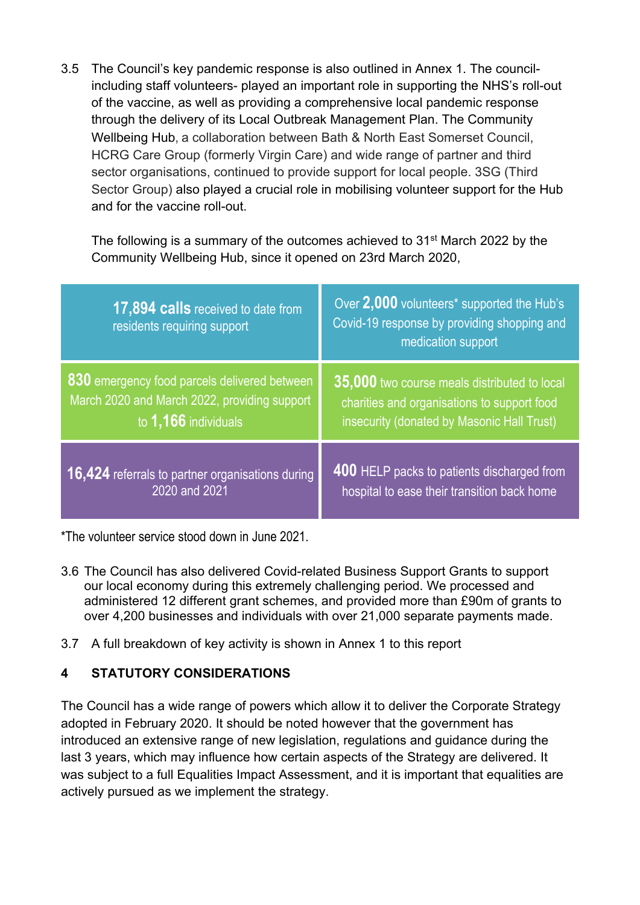3.5 The Council's key pandemic response is also outlined in Annex 1. The council- including staff volunteers- played an important role in supporting the NHS's roll-out of the vaccine, as well as providing a comprehensive local pandemic response through the delivery of its Local Outbreak Management Plan. The Community Wellbeing Hub, a collaboration between Bath & North East Somerset Council, HCRG Care Group (formerly Virgin Care) and wide range of partner and third sector organisations, continued to provide support for local people. 3SG (Third Sector Group) also played a crucial role in mobilising volunteer support for the Hub and for the vaccine roll-out.

The following is a summary of the outcomes achieved to 31st March 2022 by the Community Wellbeing Hub, since it opened on 23rd March 2020,

| | |
|---|---|
| **17,894 calls** received to date from residents requiring support | Over **2,000** volunteers* supported the Hub's Covid-19 response by providing shopping and medication support |
| **830** emergency food parcels delivered between March 2020 and March 2022, providing support to **1,166** individuals | **35,000** two course meals distributed to local charities and organisations to support food insecurity (donated by Masonic Hall Trust) |
| **16,424** referrals to partner organisations during 2020 and 2021 | **400** HELP packs to patients discharged from hospital to ease their transition back home |

*The volunteer service stood down in June 2021.

3.6 The Council has also delivered Covid-related Business Support Grants to support our local economy during this extremely challenging period. We processed and administered 12 different grant schemes, and provided more than £90m of grants to over 4,200 businesses and individuals with over 21,000 separate payments made.

3.7 A full breakdown of key activity is shown in Annex 1 to this report

## 4 STATUTORY CONSIDERATIONS

The Council has a wide range of powers which allow it to deliver the Corporate Strategy adopted in February 2020. It should be noted however that the government has introduced an extensive range of new legislation, regulations and guidance during the last 3 years, which may influence how certain aspects of the Strategy are delivered. It was subject to a full Equalities Impact Assessment, and it is important that equalities are actively pursued as we implement the strategy.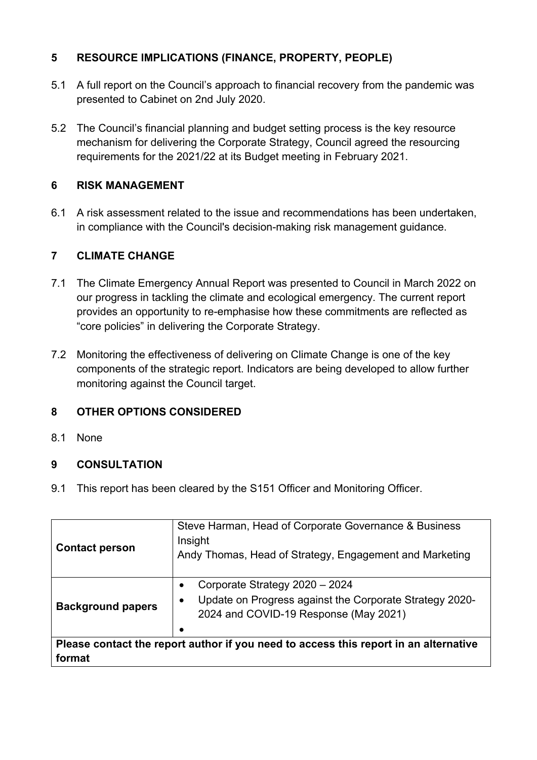## 5 RESOURCE IMPLICATIONS (FINANCE, PROPERTY, PEOPLE)

5.1 A full report on the Council's approach to financial recovery from the pandemic was presented to Cabinet on 2nd July 2020.

5.2 The Council's financial planning and budget setting process is the key resource mechanism for delivering the Corporate Strategy, Council agreed the resourcing requirements for the 2021/22 at its Budget meeting in February 2021.

## 6 RISK MANAGEMENT

6.1 A risk assessment related to the issue and recommendations has been undertaken, in compliance with the Council's decision-making risk management guidance.

## 7 CLIMATE CHANGE

7.1 The Climate Emergency Annual Report was presented to Council in March 2022 on our progress in tackling the climate and ecological emergency. The current report provides an opportunity to re-emphasise how these commitments are reflected as "core policies" in delivering the Corporate Strategy.

7.2 Monitoring the effectiveness of delivering on Climate Change is one of the key components of the strategic report. Indicators are being developed to allow further monitoring against the Council target.

## 8 OTHER OPTIONS CONSIDERED

8.1 None

## 9 CONSULTATION

9.1 This report has been cleared by the S151 Officer and Monitoring Officer.

| | |
|---|---|
| **Contact person** | Steve Harman, Head of Corporate Governance & Business Insight<br>Andy Thomas, Head of Strategy, Engagement and Marketing |
| **Background papers** | • Corporate Strategy 2020 – 2024<br>• Update on Progress against the Corporate Strategy 2020-2024 and COVID-19 Response (May 2021)<br>• |
| **Please contact the report author if you need to access this report in an alternative format** | |